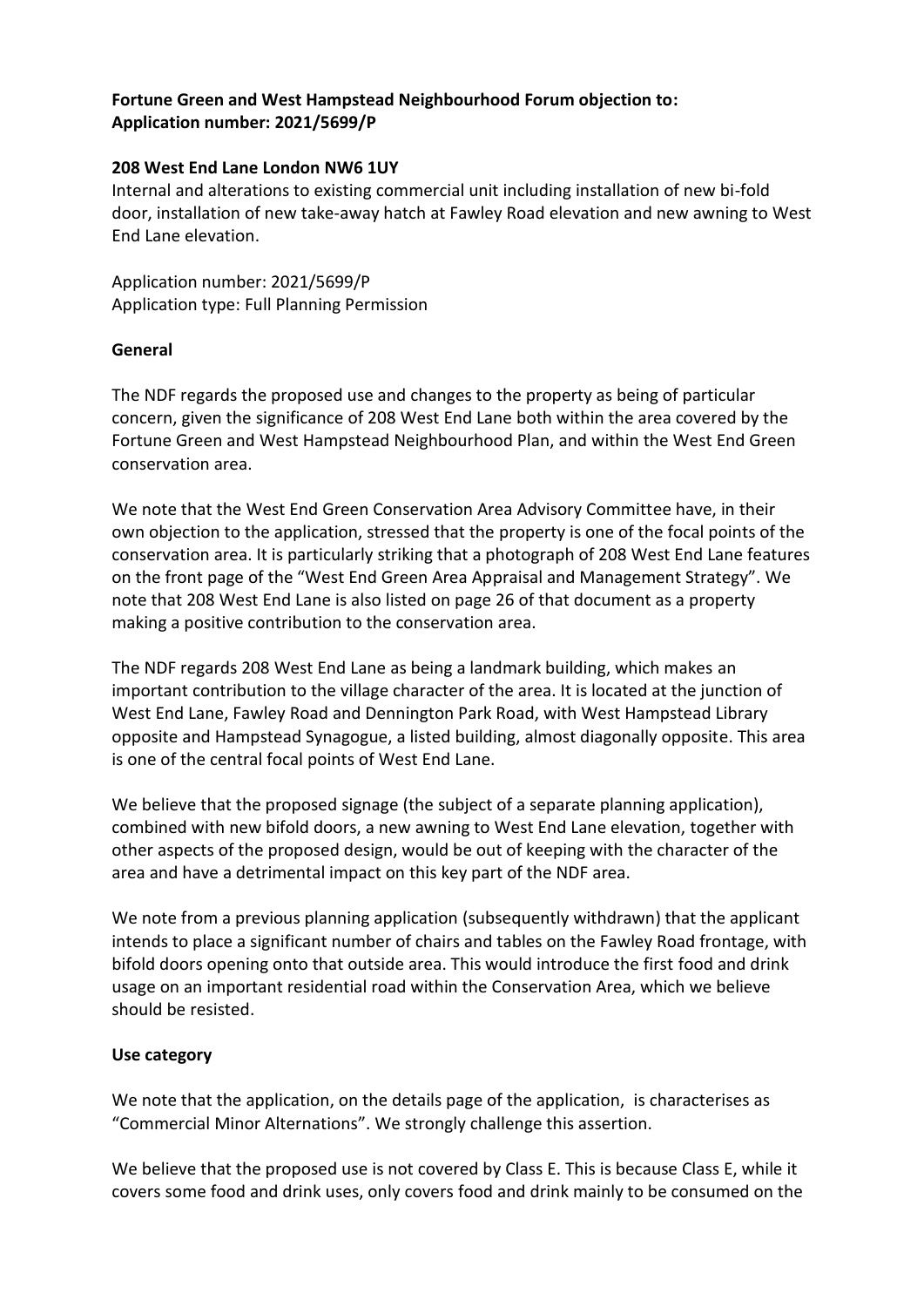**Fortune Green and West Hampstead Neighbourhood Forum objection to: Application number: 2021/5699/P**

**208 West End Lane London NW6 1UY**

Internal and alterations to existing commercial unit including installation of new bi-fold door, installation of new take-away hatch at Fawley Road elevation and new awning to West End Lane elevation.

Application number: 2021/5699/P
Application type: Full Planning Permission

**General**

The NDF regards the proposed use and changes to the property as being of particular concern, given the significance of 208 West End Lane both within the area covered by the Fortune Green and West Hampstead Neighbourhood Plan, and within the West End Green conservation area.

We note that the West End Green Conservation Area Advisory Committee have, in their own objection to the application, stressed that the property is one of the focal points of the conservation area. It is particularly striking that a photograph of 208 West End Lane features on the front page of the "West End Green Area Appraisal and Management Strategy". We note that 208 West End Lane is also listed on page 26 of that document as a property making a positive contribution to the conservation area.

The NDF regards 208 West End Lane as being a landmark building, which makes an important contribution to the village character of the area. It is located at the junction of West End Lane, Fawley Road and Dennington Park Road, with West Hampstead Library opposite and Hampstead Synagogue, a listed building, almost diagonally opposite. This area is one of the central focal points of West End Lane.

We believe that the proposed signage (the subject of a separate planning application), combined with new bifold doors, a new awning to West End Lane elevation, together with other aspects of the proposed design, would be out of keeping with the character of the area and have a detrimental impact on this key part of the NDF area.

We note from a previous planning application (subsequently withdrawn) that the applicant intends to place a significant number of chairs and tables on the Fawley Road frontage, with bifold doors opening onto that outside area. This would introduce the first food and drink usage on an important residential road within the Conservation Area, which we believe should be resisted.

**Use category**

We note that the application, on the details page of the application, is characterises as "Commercial Minor Alternations". We strongly challenge this assertion.

We believe that the proposed use is not covered by Class E. This is because Class E, while it covers some food and drink uses, only covers food and drink mainly to be consumed on the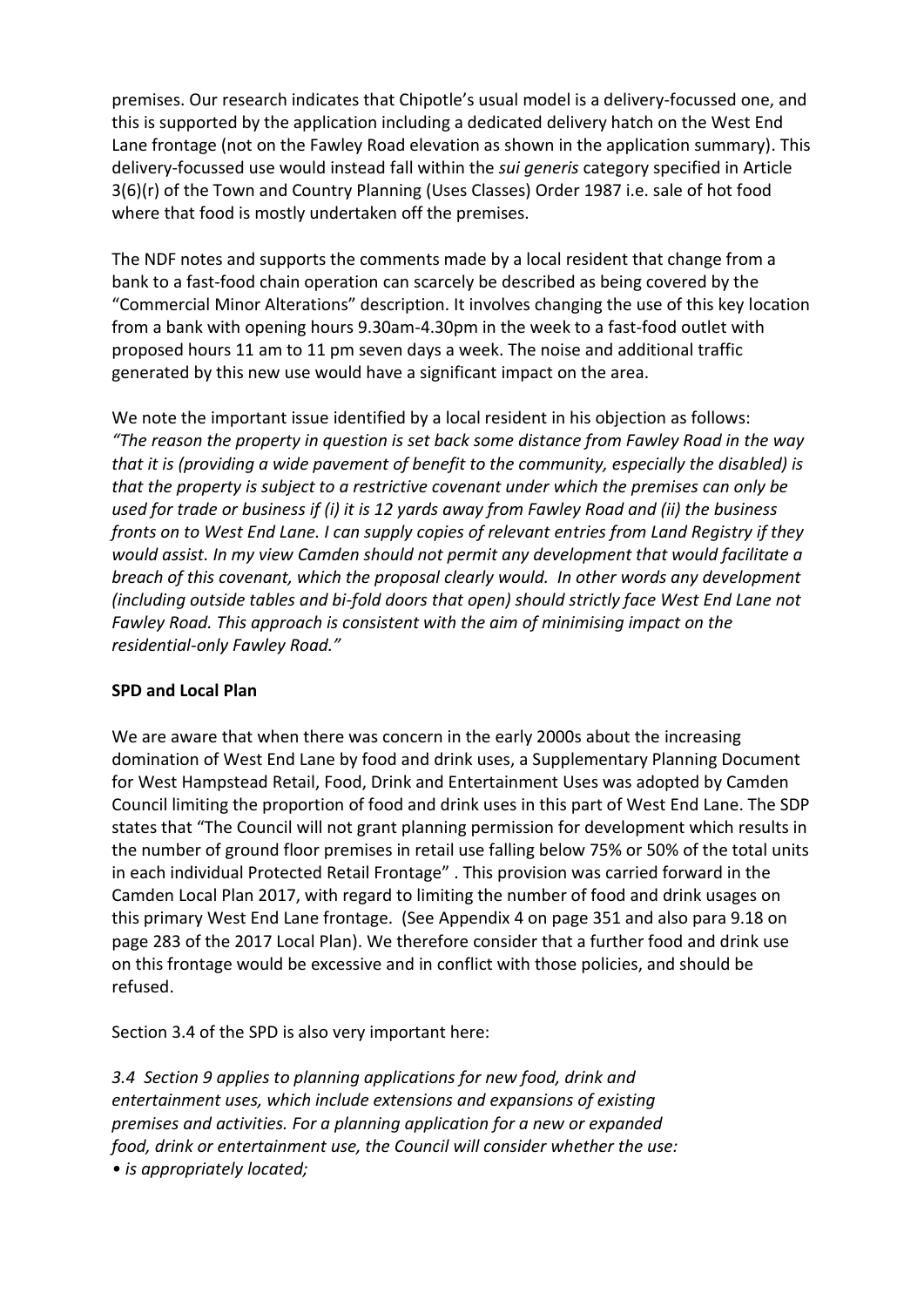premises. Our research indicates that Chipotle's usual model is a delivery-focussed one, and this is supported by the application including a dedicated delivery hatch on the West End Lane frontage (not on the Fawley Road elevation as shown in the application summary). This delivery-focussed use would instead fall within the *sui generis* category specified in Article 3(6)(r) of the Town and Country Planning (Uses Classes) Order 1987 i.e. sale of hot food where that food is mostly undertaken off the premises.

The NDF notes and supports the comments made by a local resident that change from a bank to a fast-food chain operation can scarcely be described as being covered by the "Commercial Minor Alterations" description. It involves changing the use of this key location from a bank with opening hours 9.30am-4.30pm in the week to a fast-food outlet with proposed hours 11 am to 11 pm seven days a week. The noise and additional traffic generated by this new use would have a significant impact on the area.

We note the important issue identified by a local resident in his objection as follows: *"The reason the property in question is set back some distance from Fawley Road in the way that it is (providing a wide pavement of benefit to the community, especially the disabled) is that the property is subject to a restrictive covenant under which the premises can only be used for trade or business if (i) it is 12 yards away from Fawley Road and (ii) the business fronts on to West End Lane. I can supply copies of relevant entries from Land Registry if they would assist. In my view Camden should not permit any development that would facilitate a breach of this covenant, which the proposal clearly would. In other words any development (including outside tables and bi-fold doors that open) should strictly face West End Lane not Fawley Road. This approach is consistent with the aim of minimising impact on the residential-only Fawley Road."*

**SPD and Local Plan**

We are aware that when there was concern in the early 2000s about the increasing domination of West End Lane by food and drink uses, a Supplementary Planning Document for West Hampstead Retail, Food, Drink and Entertainment Uses was adopted by Camden Council limiting the proportion of food and drink uses in this part of West End Lane. The SDP states that "The Council will not grant planning permission for development which results in the number of ground floor premises in retail use falling below 75% or 50% of the total units in each individual Protected Retail Frontage" . This provision was carried forward in the Camden Local Plan 2017, with regard to limiting the number of food and drink usages on this primary West End Lane frontage. (See Appendix 4 on page 351 and also para 9.18 on page 283 of the 2017 Local Plan). We therefore consider that a further food and drink use on this frontage would be excessive and in conflict with those policies, and should be refused.

Section 3.4 of the SPD is also very important here:

*3.4 Section 9 applies to planning applications for new food, drink and entertainment uses, which include extensions and expansions of existing premises and activities. For a planning application for a new or expanded food, drink or entertainment use, the Council will consider whether the use:*

- *is appropriately located;*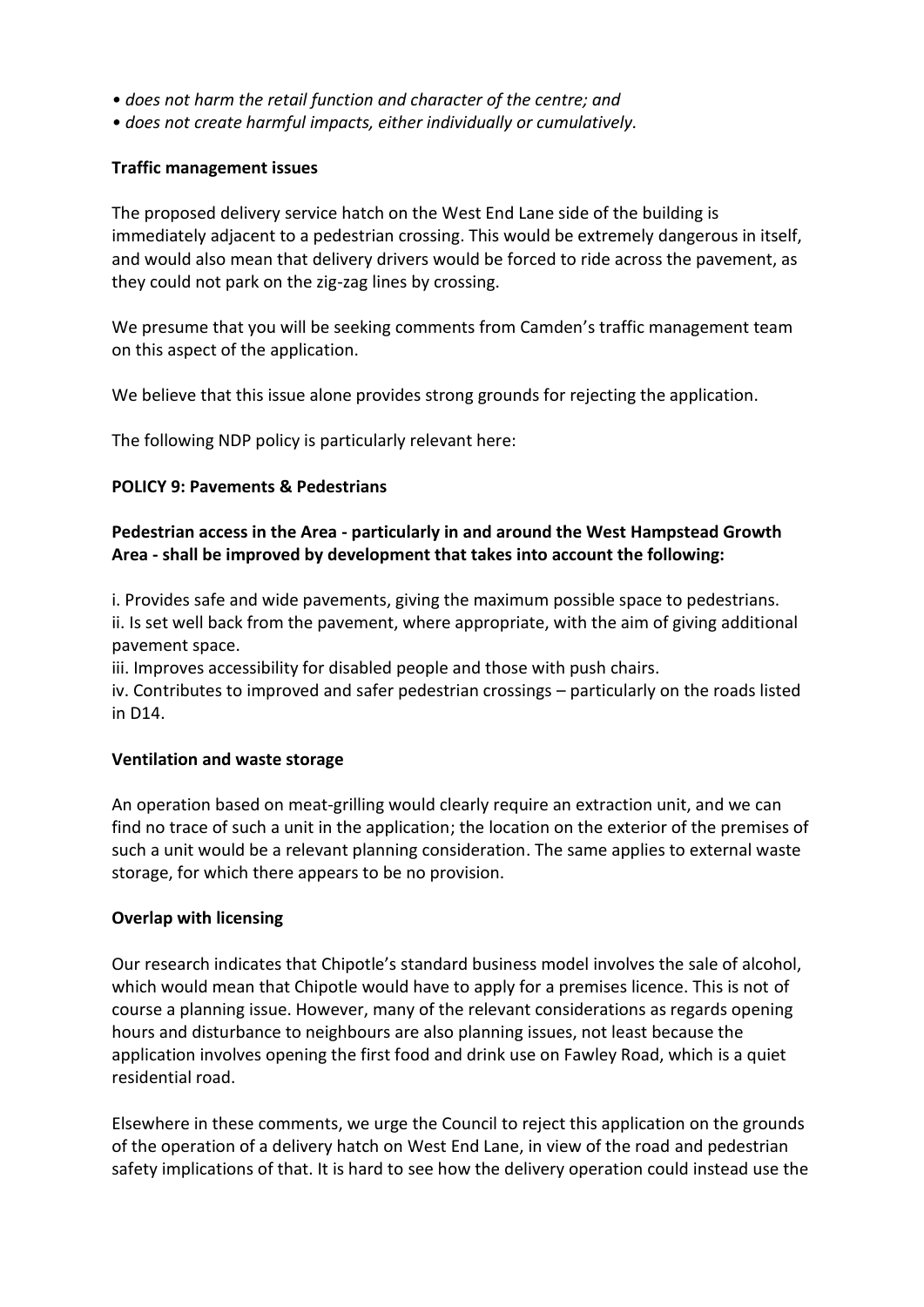- *does not harm the retail function and character of the centre; and*
- *does not create harmful impacts, either individually or cumulatively.*

**Traffic management issues**

The proposed delivery service hatch on the West End Lane side of the building is immediately adjacent to a pedestrian crossing. This would be extremely dangerous in itself, and would also mean that delivery drivers would be forced to ride across the pavement, as they could not park on the zig-zag lines by crossing.

We presume that you will be seeking comments from Camden's traffic management team on this aspect of the application.

We believe that this issue alone provides strong grounds for rejecting the application.

The following NDP policy is particularly relevant here:

**POLICY 9: Pavements & Pedestrians**

**Pedestrian access in the Area - particularly in and around the West Hampstead Growth Area - shall be improved by development that takes into account the following:**

i. Provides safe and wide pavements, giving the maximum possible space to pedestrians.
ii. Is set well back from the pavement, where appropriate, with the aim of giving additional pavement space.
iii. Improves accessibility for disabled people and those with push chairs.
iv. Contributes to improved and safer pedestrian crossings – particularly on the roads listed in D14.

**Ventilation and waste storage**

An operation based on meat-grilling would clearly require an extraction unit, and we can find no trace of such a unit in the application; the location on the exterior of the premises of such a unit would be a relevant planning consideration. The same applies to external waste storage, for which there appears to be no provision.

**Overlap with licensing**

Our research indicates that Chipotle's standard business model involves the sale of alcohol, which would mean that Chipotle would have to apply for a premises licence. This is not of course a planning issue. However, many of the relevant considerations as regards opening hours and disturbance to neighbours are also planning issues, not least because the application involves opening the first food and drink use on Fawley Road, which is a quiet residential road.

Elsewhere in these comments, we urge the Council to reject this application on the grounds of the operation of a delivery hatch on West End Lane, in view of the road and pedestrian safety implications of that. It is hard to see how the delivery operation could instead use the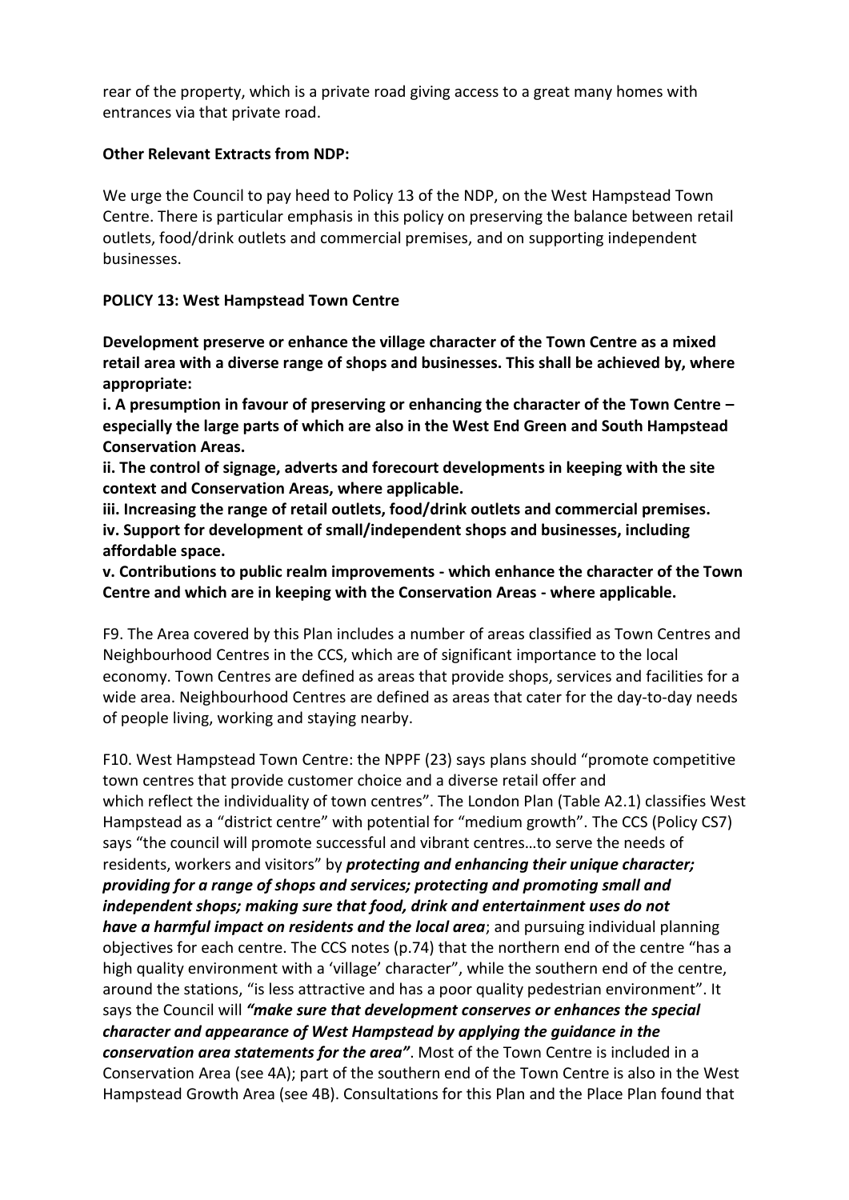rear of the property, which is a private road giving access to a great many homes with entrances via that private road.

**Other Relevant Extracts from NDP:**

We urge the Council to pay heed to Policy 13 of the NDP, on the West Hampstead Town Centre. There is particular emphasis in this policy on preserving the balance between retail outlets, food/drink outlets and commercial premises, and on supporting independent businesses.

**POLICY 13: West Hampstead Town Centre**

**Development preserve or enhance the village character of the Town Centre as a mixed retail area with a diverse range of shops and businesses. This shall be achieved by, where appropriate:**

**i. A presumption in favour of preserving or enhancing the character of the Town Centre – especially the large parts of which are also in the West End Green and South Hampstead Conservation Areas.**

**ii. The control of signage, adverts and forecourt developments in keeping with the site context and Conservation Areas, where applicable.**

**iii. Increasing the range of retail outlets, food/drink outlets and commercial premises.**

**iv. Support for development of small/independent shops and businesses, including affordable space.**

**v. Contributions to public realm improvements - which enhance the character of the Town Centre and which are in keeping with the Conservation Areas - where applicable.**

F9. The Area covered by this Plan includes a number of areas classified as Town Centres and Neighbourhood Centres in the CCS, which are of significant importance to the local economy. Town Centres are defined as areas that provide shops, services and facilities for a wide area. Neighbourhood Centres are defined as areas that cater for the day-to-day needs of people living, working and staying nearby.

F10. West Hampstead Town Centre: the NPPF (23) says plans should "promote competitive town centres that provide customer choice and a diverse retail offer and which reflect the individuality of town centres". The London Plan (Table A2.1) classifies West Hampstead as a "district centre" with potential for "medium growth". The CCS (Policy CS7) says "the council will promote successful and vibrant centres…to serve the needs of residents, workers and visitors" by ***protecting and enhancing their unique character; providing for a range of shops and services; protecting and promoting small and independent shops; making sure that food, drink and entertainment uses do not have a harmful impact on residents and the local area***; and pursuing individual planning objectives for each centre. The CCS notes (p.74) that the northern end of the centre "has a high quality environment with a 'village' character", while the southern end of the centre, around the stations, "is less attractive and has a poor quality pedestrian environment". It says the Council will ***"make sure that development conserves or enhances the special character and appearance of West Hampstead by applying the guidance in the conservation area statements for the area"***. Most of the Town Centre is included in a Conservation Area (see 4A); part of the southern end of the Town Centre is also in the West Hampstead Growth Area (see 4B). Consultations for this Plan and the Place Plan found that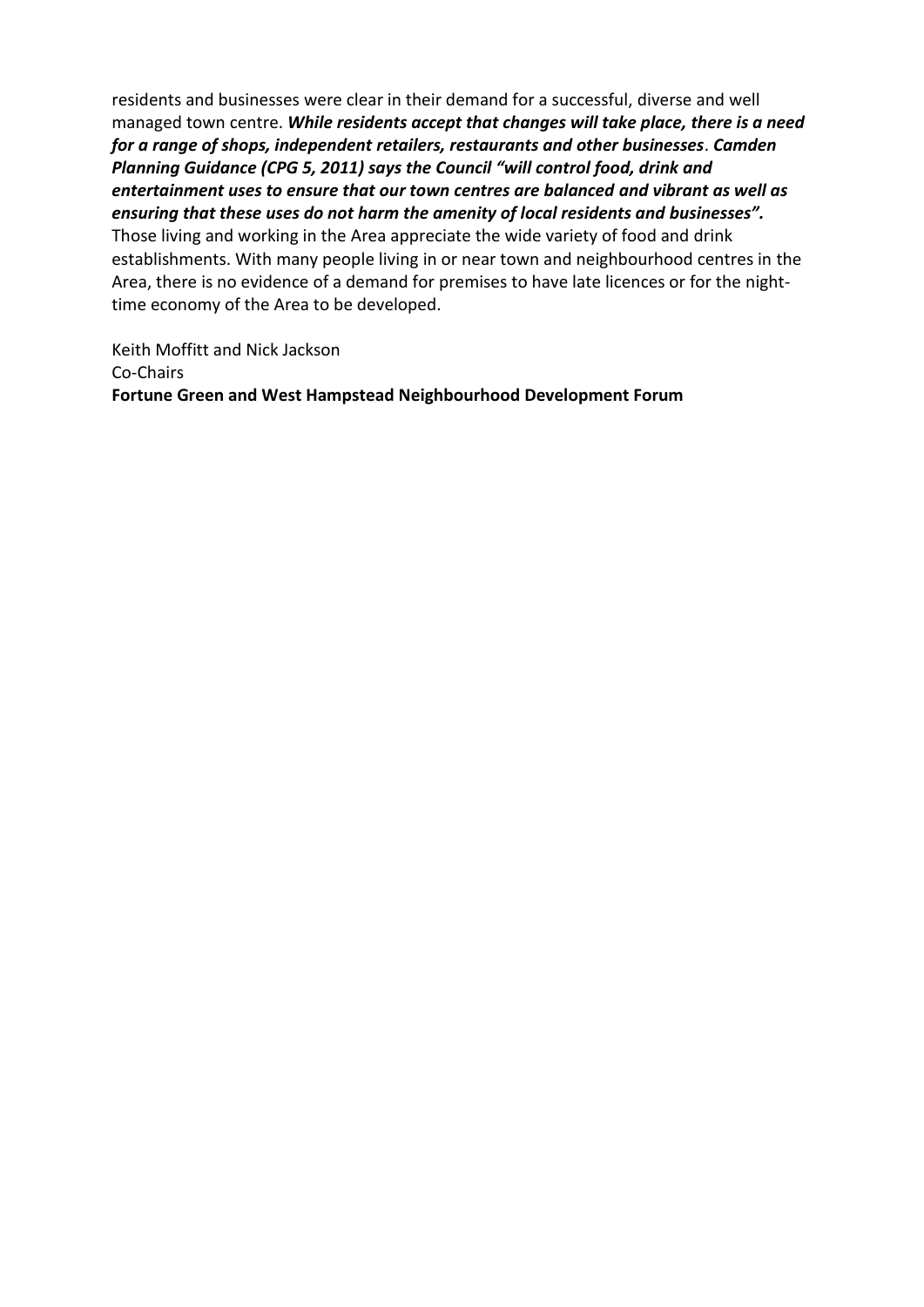residents and businesses were clear in their demand for a successful, diverse and well managed town centre. ***While residents accept that changes will take place, there is a need for a range of shops, independent retailers, restaurants and other businesses***. ***Camden Planning Guidance (CPG 5, 2011) says the Council "will control food, drink and entertainment uses to ensure that our town centres are balanced and vibrant as well as ensuring that these uses do not harm the amenity of local residents and businesses".*** Those living and working in the Area appreciate the wide variety of food and drink establishments. With many people living in or near town and neighbourhood centres in the Area, there is no evidence of a demand for premises to have late licences or for the night-time economy of the Area to be developed.

Keith Moffitt and Nick Jackson
Co-Chairs
**Fortune Green and West Hampstead Neighbourhood Development Forum**